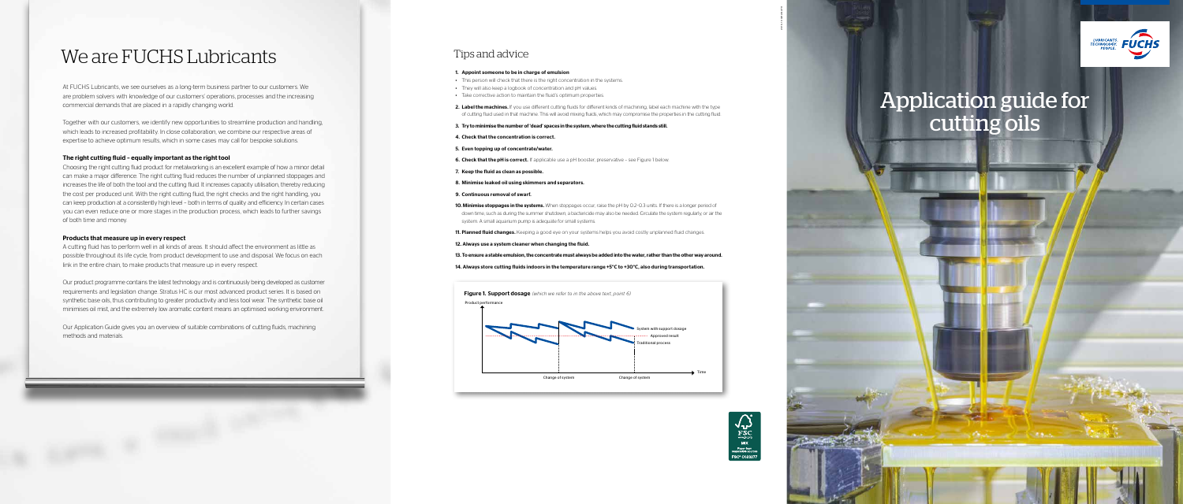# We are FUCHS Lubricants

At FUCHS Lubricants, we see ourselves as a long-term business partner to our customers. We are problem solvers with knowledge of our customers' operations, processes and the increasing commercial demands that are placed in a rapidly changing world.

Together with our customers, we identify new opportunities to streamline production and handling, which leads to increased profitability. In close collaboration, we combine our respective areas of expertise to achieve optimum results, which in some cases may call for bespoke solutions.

### The right cutting fluid – equally important as the right tool

Choosing the right cutting fluid product for metalworking is an excellent example of how a minor detail can make a major difference. The right cutting fluid reduces the number of unplanned stoppages and increases the life of both the tool and the cutting fluid. It increases capacity utilisation, thereby reducing the cost per produced unit. With the right cutting fluid, the right checks and the right handling, you can keep production at a consistently high level – both in terms of quality and efficiency. In certain cases you can even reduce one or more stages in the production process, which leads to further savings of both time and money.

### Products that measure up in every respect

A cutting fluid has to perform well in all kinds of areas. It should affect the environment as little as possible throughout its life cycle, from product development to use and disposal. We focus on each link in the entire chain, to make products that measure up in every respect.

Our product programme contains the latest technology and is continuously being developed as customer requirements and legislation change. Stratus HC is our most advanced product series. It is based on synthetic base oils, thus contributing to greater productivity and less tool wear. The synthetic base oil minimises oil mist, and the extremely low aromatic content means an optimised working environment.

Our Application Guide gives you an overview of suitable combinations of cutting fluids, machining methods and materials.

## Tips and advice

1. **Appoint someone to be in charge of emulsion**
   - This person will check that there is the right concentration in the systems.
   - They will also keep a logbook of concentration and pH values.
   - Take corrective action to maintain the fluid's optimum properties.
2. **Label the machines.** If you use different cutting fluids for different kinds of machining, label each machine with the type of cutting fluid used in that machine. This will avoid mixing fluids, which may compromise the properties in the cutting fluid.
3. **Try to minimise the number of 'dead' spaces in the system, where the cutting fluid stands still.**
4. **Check that the concentration is correct.**
5. **Even topping up of concentrate/water.**
6. **Check that the pH is correct.** If applicable use a pH booster, preservative – see Figure 1 below.
7. **Keep the fluid as clean as possible.**
8. **Minimise leaked oil using skimmers and separators.**
9. **Continuous removal of swarf.**
10. **Minimise stoppages in the systems.** When stoppages occur, raise the pH by 0.2–0.3 units. If there is a longer period of down time, such as during the summer shutdown, a bactericide may also be needed. Circulate the system regularly or air the system. A small aquarium pump is adequate for small systems.
11. **Planned fluid changes.** Keeping a good eye on your systems helps you avoid costly unplanned fluid changes.
12. **Always use a system cleaner when changing the fluid.**
13. **To ensure a stable emulsion, the concentrate must always be added into the water, rather than the other way around.**
14. **Always store cutting fluids indoors in the temperature range +5°C to +30°C, also during transportation.**

**Figure 1. Support dosage** *(which we refer to in the above text, point 6)*

Product performance — System with support dosage — Approved result — Traditional process — Change of system — Change of system — Time

# Application guide for cutting oils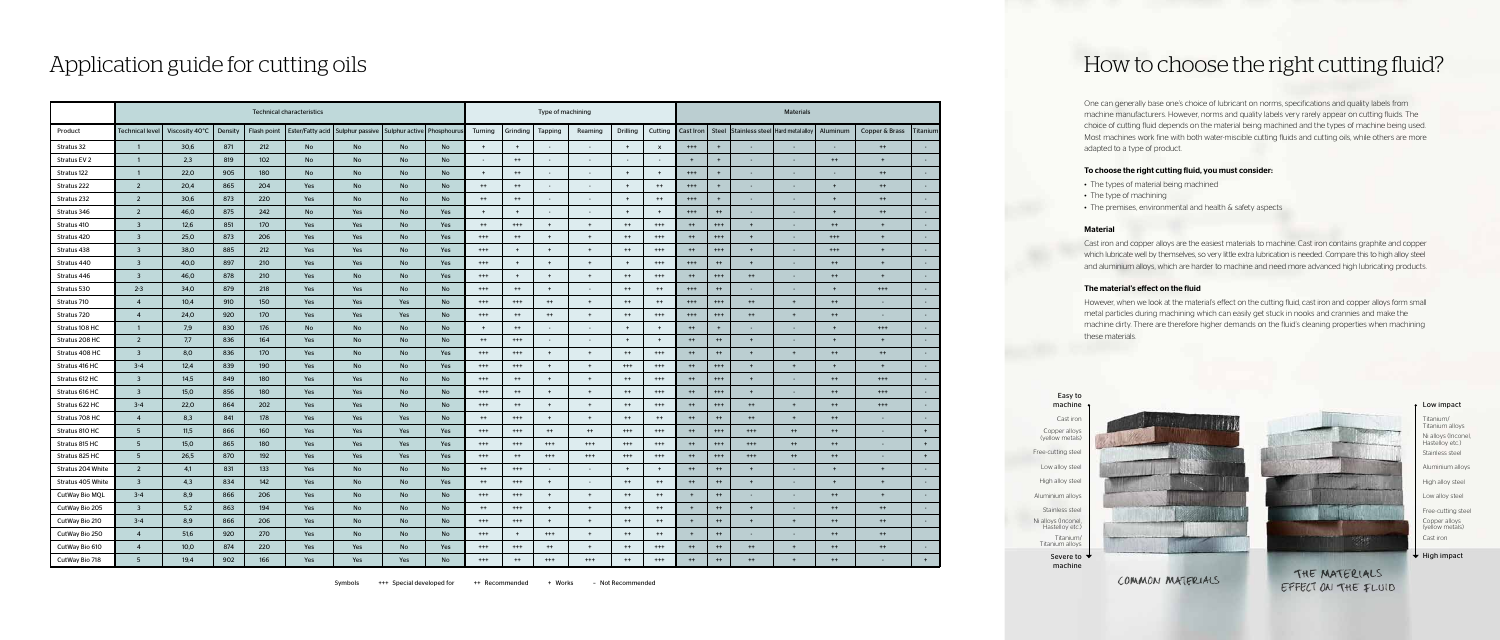# Application guide for cutting oils

| | Technical characteristics | | | | | | | | Type of machining | | | | | | Materials | | | | | | |
|---|---|---|---|---|---|---|---|---|---|---|---|---|---|---|---|---|---|---|---|---|---|
| Product | Technical level | Viscosity 40°C | Density | Flash point | Ester/Fatty acid | Sulphur passive | Sulphur active | Phosphorus | Turning | Grinding | Tapping | Reaming | Drilling | Cutting | Cast iron | Steel | Stainless steel | Hard metal alloy | Aluminum | Copper & Brass | Titanium |
| Stratus 32 | 1 | 30,6 | 871 | 212 | No | No | No | No | + | + | - | - | - | x | +++ | + | - | - | - | ++ | - |
| Stratus EV 2 | 1 | 2,3 | 819 | 102 | No | No | No | No | - | ++ | - | - | - | - | + | + | - | - | ++ | + | - |
| Stratus 122 | 1 | 22,0 | 905 | 180 | No | No | No | No | + | ++ | - | - | + | + | +++ | + | - | - | - | ++ | - |
| Stratus 222 | 2 | 20,4 | 865 | 204 | Yes | No | No | No | ++ | ++ | - | - | + | ++ | +++ | + | - | - | + | ++ | - |
| Stratus 232 | 2 | 30,6 | 873 | 220 | Yes | No | No | No | ++ | ++ | - | - | + | ++ | +++ | + | - | - | + | ++ | - |
| Stratus 346 | 2 | 46,0 | 875 | 242 | No | Yes | No | Yes | + | + | - | - | + | + | +++ | ++ | - | - | + | ++ | - |
| Stratus 410 | 3 | 12,6 | 851 | 170 | Yes | Yes | No | Yes | ++ | +++ | + | + | ++ | +++ | ++ | +++ | + | - | ++ | + | - |
| Stratus 420 | 3 | 25,0 | 873 | 206 | Yes | Yes | No | Yes | +++ | ++ | + | + | ++ | +++ | ++ | +++ | + | - | +++ | + | - |
| Stratus 438 | 3 | 38,0 | 885 | 212 | Yes | Yes | No | Yes | +++ | + | + | + | ++ | +++ | ++ | +++ | + | - | +++ | + | - |
| Stratus 440 | 3 | 40,0 | 897 | 210 | Yes | Yes | No | Yes | +++ | + | + | + | + | +++ | +++ | ++ | + | - | ++ | + | - |
| Stratus 446 | 3 | 46,0 | 878 | 210 | Yes | No | No | Yes | +++ | + | + | + | ++ | +++ | ++ | +++ | ++ | - | ++ | + | - |
| Stratus 530 | 2-3 | 34,0 | 879 | 218 | Yes | Yes | No | No | +++ | ++ | + | - | ++ | ++ | +++ | ++ | - | - | + | +++ | - |
| Stratus 710 | 4 | 10,4 | 910 | 150 | Yes | Yes | Yes | No | +++ | +++ | ++ | + | ++ | ++ | +++ | +++ | ++ | + | ++ | - | - |
| Stratus 720 | 4 | 24,0 | 920 | 170 | Yes | Yes | Yes | No | +++ | ++ | ++ | + | ++ | +++ | +++ | +++ | ++ | + | ++ | - | - |
| Stratus 108 HC | 1 | 7,9 | 830 | 176 | No | No | No | No | + | ++ | - | - | + | + | ++ | + | - | - | + | +++ | - |
| Stratus 208 HC | 2 | 7,7 | 836 | 164 | Yes | No | No | No | ++ | +++ | - | - | + | + | ++ | ++ | + | - | + | + | - |
| Stratus 408 HC | 3 | 8,0 | 836 | 170 | Yes | No | No | Yes | +++ | +++ | + | + | ++ | +++ | ++ | ++ | + | + | ++ | ++ | - |
| Stratus 416 HC | 3-4 | 12,4 | 839 | 190 | Yes | Yes | No | Yes | +++ | +++ | + | + | +++ | +++ | ++ | +++ | + | + | + | + | - |
| Stratus 612 HC | 3 | 14,5 | 849 | 180 | Yes | Yes | No | No | +++ | ++ | + | + | ++ | +++ | ++ | +++ | + | - | ++ | +++ | - |
| Stratus 616 HC | 3 | 15,0 | 856 | 180 | Yes | Yes | No | No | +++ | ++ | + | + | ++ | +++ | ++ | +++ | + | - | ++ | +++ | - |
| Stratus 622 HC | 3-4 | 22,0 | 864 | 202 | Yes | Yes | No | No | +++ | ++ | + | + | ++ | +++ | ++ | +++ | ++ | + | ++ | +++ | - |
| Stratus 708 HC | 4 | 8,3 | 841 | 178 | Yes | Yes | Yes | No | ++ | +++ | + | + | ++ | ++ | ++ | ++ | ++ | + | ++ | - | - |
| Stratus 810 HC | 5 | 11,5 | 866 | 160 | Yes | Yes | Yes | Yes | +++ | +++ | ++ | ++ | +++ | +++ | ++ | +++ | +++ | ++ | ++ | - | + |
| Stratus 815 HC | 5 | 15,0 | 865 | 180 | Yes | Yes | Yes | Yes | +++ | +++ | +++ | +++ | +++ | +++ | ++ | +++ | +++ | ++ | ++ | - | + |
| Stratus 825 HC | 5 | 26,5 | 870 | 192 | Yes | Yes | Yes | Yes | +++ | ++ | +++ | +++ | +++ | +++ | ++ | +++ | +++ | ++ | ++ | - | + |
| Stratus 204 White | 2 | 4,1 | 831 | 133 | Yes | No | No | No | ++ | +++ | - | - | + | + | ++ | ++ | + | - | + | + | - |
| Stratus 405 White | 3 | 4,3 | 834 | 142 | Yes | No | No | Yes | ++ | +++ | + | - | ++ | ++ | ++ | ++ | + | - | + | + | - |
| CutWay Bio MQL | 3-4 | 8,9 | 866 | 206 | Yes | No | No | No | +++ | +++ | + | + | ++ | ++ | + | ++ | - | - | ++ | + | - |
| CutWay Bio 205 | 3 | 5,2 | 863 | 194 | Yes | No | No | No | ++ | +++ | + | + | ++ | ++ | + | ++ | + | - | ++ | ++ | - |
| CutWay Bio 210 | 3-4 | 8,9 | 866 | 206 | Yes | No | No | No | +++ | +++ | + | + | ++ | ++ | + | ++ | + | + | ++ | ++ | - |
| CutWay Bio 250 | 4 | 51,6 | 920 | 270 | Yes | No | No | No | +++ | + | +++ | + | ++ | ++ | + | ++ | - | - | ++ | ++ | - |
| CutWay Bio 610 | 4 | 10,0 | 874 | 220 | Yes | Yes | No | Yes | +++ | +++ | ++ | + | ++ | +++ | ++ | ++ | ++ | + | ++ | ++ | - |
| CutWay Bio 718 | 5 | 19,4 | 902 | 166 | Yes | Yes | Yes | No | +++ | ++ | +++ | +++ | ++ | +++ | ++ | ++ | ++ | + | ++ | - | + |

Symbols +++ Special developed for ++ Recommended + Works - Not Recommended

# How to choose the right cutting fluid?

One can generally base one's choice of lubricant on norms, specifications and quality labels from machine manufacturers. However, norms and quality labels very rarely appear on cutting fluids. The choice of cutting fluid depends on the material being machined and the types of machine being used. Most machines work fine with both water-miscible cutting fluids and cutting oils, while others are more adapted to a type of product.

### To choose the right cutting fluid, you must consider:

- The types of material being machined
- The type of machining
- The premises, environmental and health & safety aspects

### Material

Cast iron and copper alloys are the easiest materials to machine. Cast iron contains graphite and copper which lubricate well by themselves, so very little extra lubrication is needed. Compare this to high alloy steel and aluminium alloys, which are harder to machine and need more advanced high lubricating products.

### The material's effect on the fluid

However, when we look at the material's effect on the cutting fluid, cast iron and copper alloys form small metal particles during machining which can easily get stuck in nooks and crannies and make the machine dirty. There are therefore higher demands on the fluid's cleaning properties when machining these materials.

Easy to machine
Cast iron
Copper alloys (yellow metals)
Free-cutting steel
Low alloy steel
High alloy steel
Aluminium alloys
Stainless steel
Ni alloys (Inconel, Hastelloy etc.)
Titanium/ Titanium alloys
Severe to machine

COMMON MATERIALS

Low impact
Titanium/ Titanium alloys
Ni alloys (Inconel, Hastelloy etc.)
Stainless steel
Aluminium alloys
High alloy steel
Low alloy steel
Free-cutting steel
Copper alloys (yellow metals)
Cast iron
High impact

THE MATERIALS EFFECT ON THE FLUID